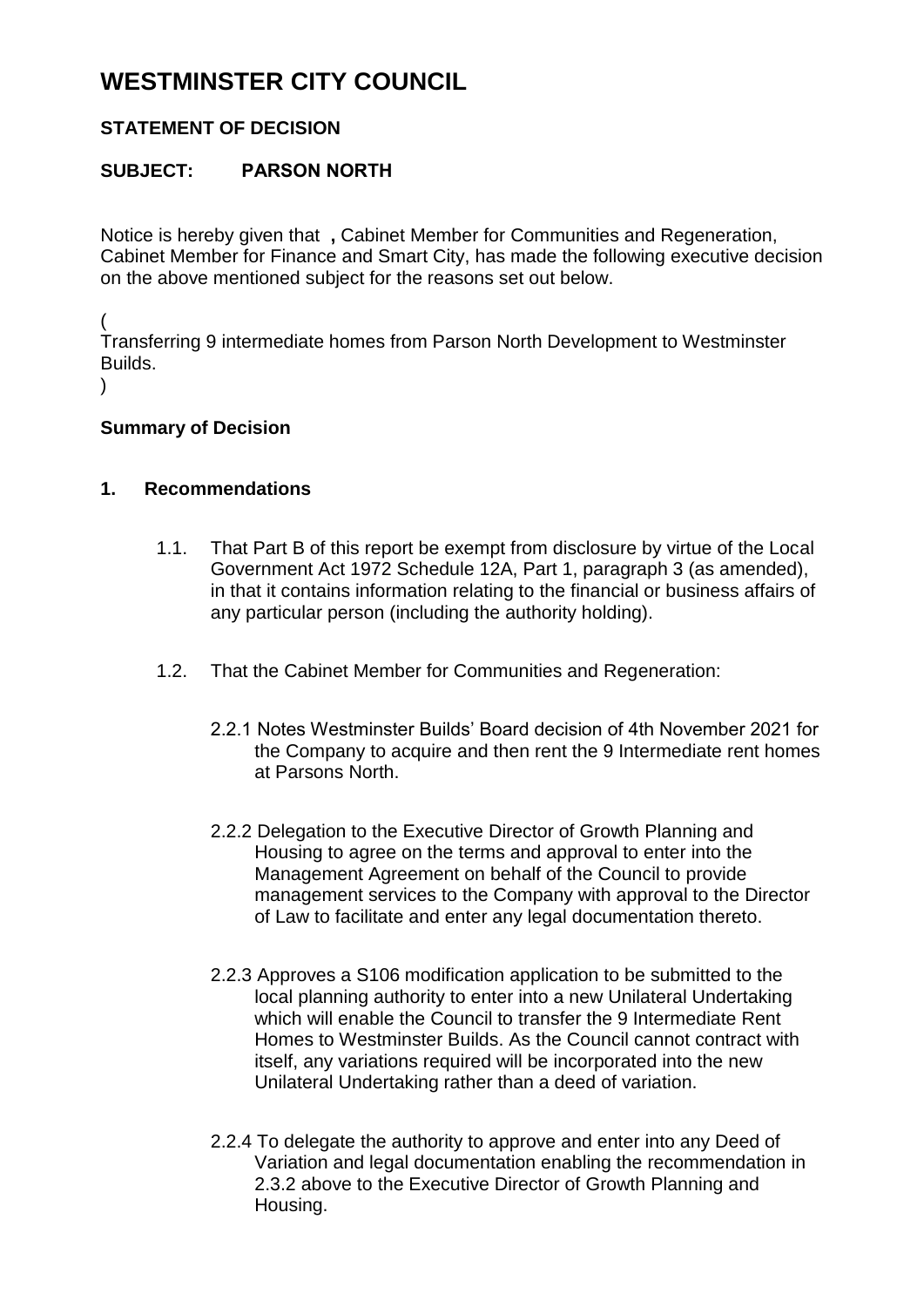# WESTMINSTER CITY COUNCIL

## STATEMENT OF DECISION

## SUBJECT: PARSON NORTH

Notice is hereby given that **,** Cabinet Member for Communities and Regeneration, Cabinet Member for Finance and Smart City, has made the following executive decision on the above mentioned subject for the reasons set out below.

(
Transferring 9 intermediate homes from Parson North Development to Westminster Builds.
)

### Summary of Decision

### 1. Recommendations

1.1. That Part B of this report be exempt from disclosure by virtue of the Local Government Act 1972 Schedule 12A, Part 1, paragraph 3 (as amended), in that it contains information relating to the financial or business affairs of any particular person (including the authority holding).

1.2. That the Cabinet Member for Communities and Regeneration:

2.2.1 Notes Westminster Builds' Board decision of 4th November 2021 for the Company to acquire and then rent the 9 Intermediate rent homes at Parsons North.

2.2.2 Delegation to the Executive Director of Growth Planning and Housing to agree on the terms and approval to enter into the Management Agreement on behalf of the Council to provide management services to the Company with approval to the Director of Law to facilitate and enter any legal documentation thereto.

2.2.3 Approves a S106 modification application to be submitted to the local planning authority to enter into a new Unilateral Undertaking which will enable the Council to transfer the 9 Intermediate Rent Homes to Westminster Builds. As the Council cannot contract with itself, any variations required will be incorporated into the new Unilateral Undertaking rather than a deed of variation.

2.2.4 To delegate the authority to approve and enter into any Deed of Variation and legal documentation enabling the recommendation in 2.3.2 above to the Executive Director of Growth Planning and Housing.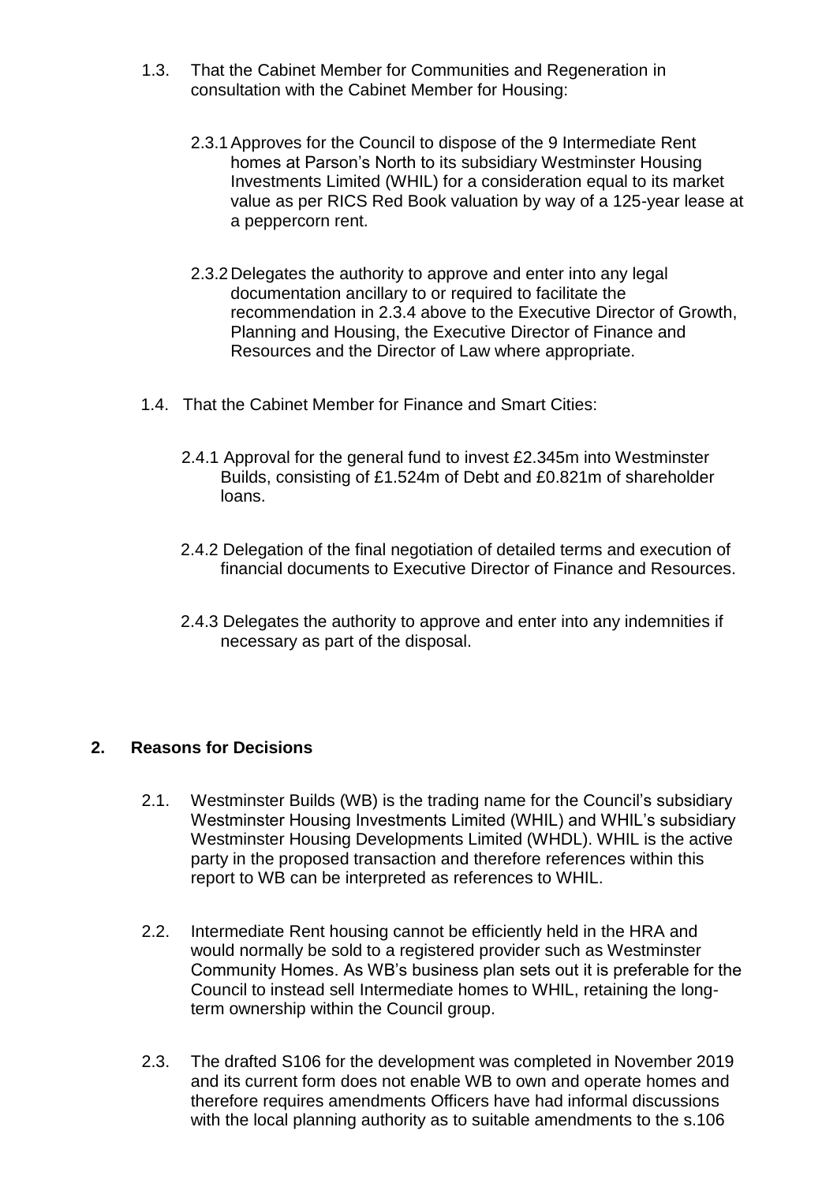1.3. That the Cabinet Member for Communities and Regeneration in consultation with the Cabinet Member for Housing:

2.3.1 Approves for the Council to dispose of the 9 Intermediate Rent homes at Parson's North to its subsidiary Westminster Housing Investments Limited (WHIL) for a consideration equal to its market value as per RICS Red Book valuation by way of a 125-year lease at a peppercorn rent.

2.3.2 Delegates the authority to approve and enter into any legal documentation ancillary to or required to facilitate the recommendation in 2.3.4 above to the Executive Director of Growth, Planning and Housing, the Executive Director of Finance and Resources and the Director of Law where appropriate.

1.4. That the Cabinet Member for Finance and Smart Cities:

2.4.1 Approval for the general fund to invest £2.345m into Westminster Builds, consisting of £1.524m of Debt and £0.821m of shareholder loans.

2.4.2 Delegation of the final negotiation of detailed terms and execution of financial documents to Executive Director of Finance and Resources.

2.4.3 Delegates the authority to approve and enter into any indemnities if necessary as part of the disposal.

## 2. Reasons for Decisions

2.1. Westminster Builds (WB) is the trading name for the Council's subsidiary Westminster Housing Investments Limited (WHIL) and WHIL's subsidiary Westminster Housing Developments Limited (WHDL). WHIL is the active party in the proposed transaction and therefore references within this report to WB can be interpreted as references to WHIL.

2.2. Intermediate Rent housing cannot be efficiently held in the HRA and would normally be sold to a registered provider such as Westminster Community Homes. As WB's business plan sets out it is preferable for the Council to instead sell Intermediate homes to WHIL, retaining the long-term ownership within the Council group.

2.3. The drafted S106 for the development was completed in November 2019 and its current form does not enable WB to own and operate homes and therefore requires amendments Officers have had informal discussions with the local planning authority as to suitable amendments to the s.106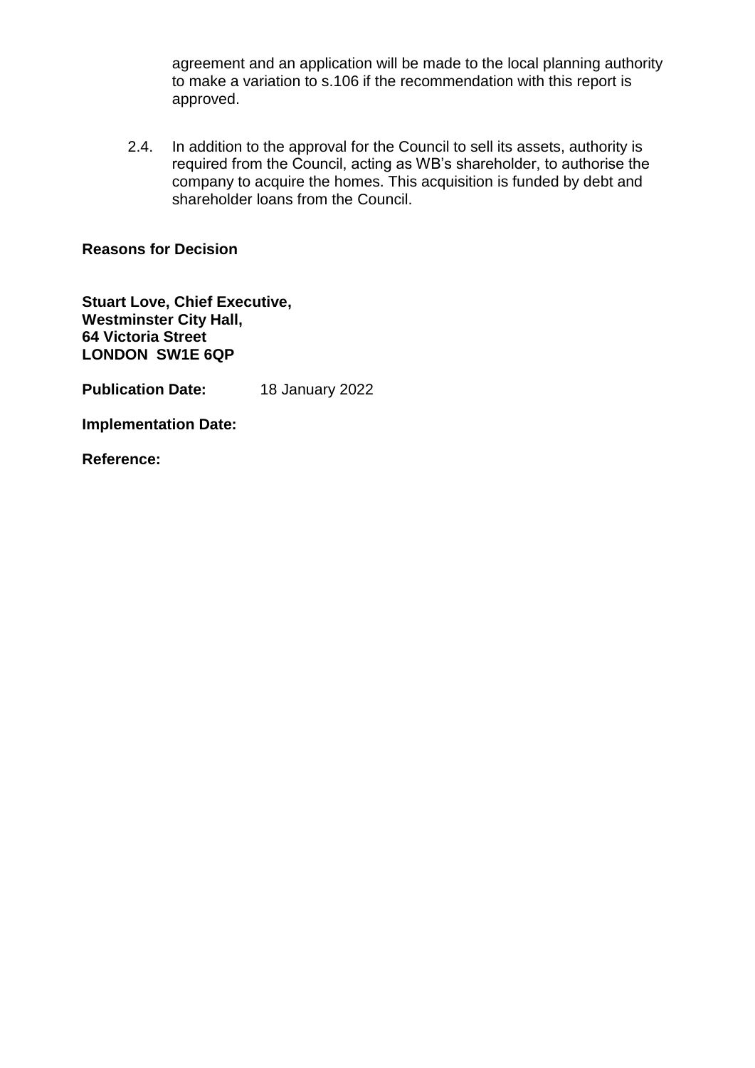agreement and an application will be made to the local planning authority to make a variation to s.106 if the recommendation with this report is approved.

2.4. In addition to the approval for the Council to sell its assets, authority is required from the Council, acting as WB's shareholder, to authorise the company to acquire the homes. This acquisition is funded by debt and shareholder loans from the Council.

**Reasons for Decision**

**Stuart Love, Chief Executive,**
**Westminster City Hall,**
**64 Victoria Street**
**LONDON SW1E 6QP**

**Publication Date:** 18 January 2022

**Implementation Date:**

**Reference:**